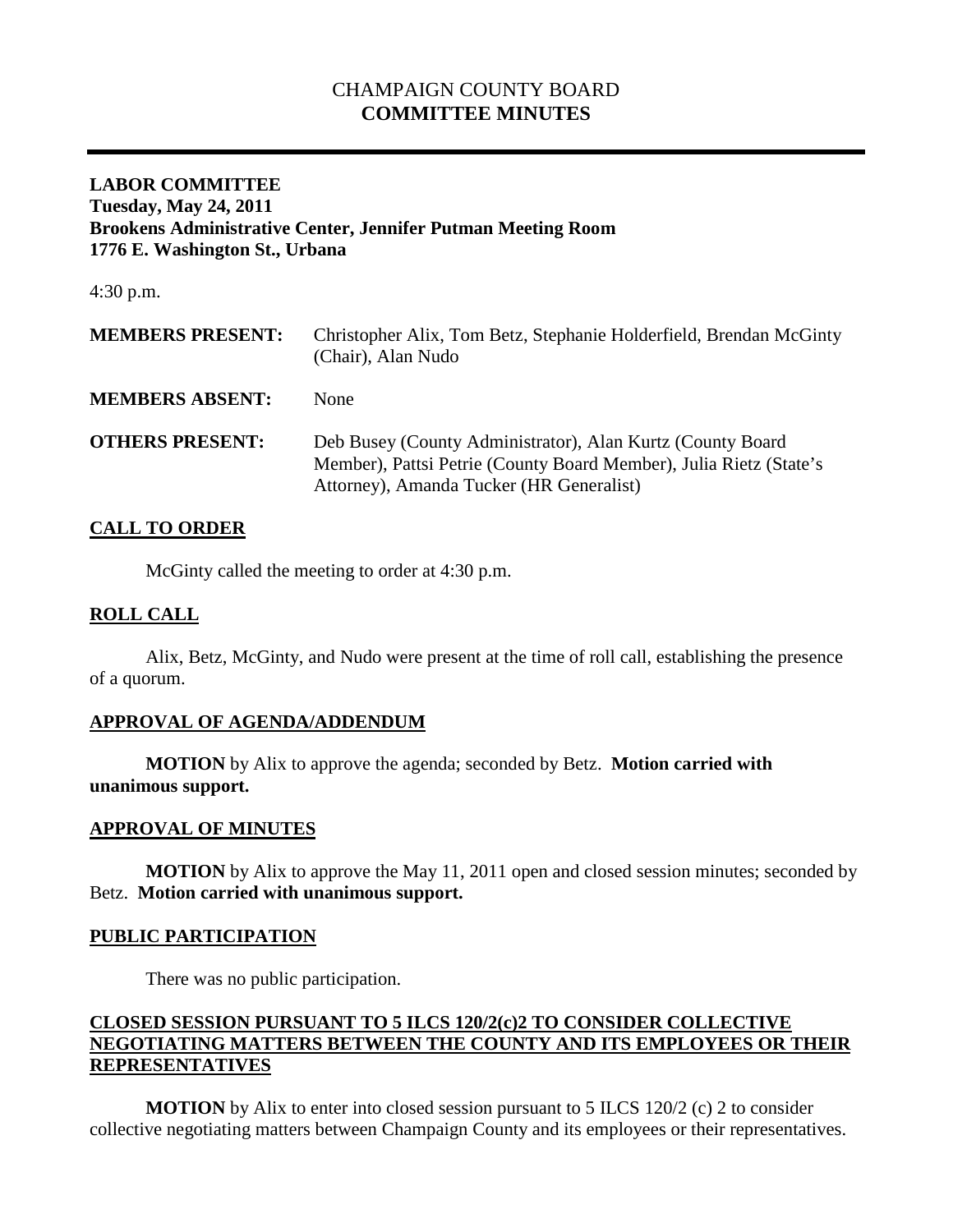# CHAMPAIGN COUNTY BOARD
# COMMITTEE MINUTES

---

**LABOR COMMITTEE**
**Tuesday, May 24, 2011**
**Brookens Administrative Center, Jennifer Putman Meeting Room**
**1776 E. Washington St., Urbana**

4:30 p.m.

| | |
|---|---|
| **MEMBERS PRESENT:** | Christopher Alix, Tom Betz, Stephanie Holderfield, Brendan McGinty (Chair), Alan Nudo |
| **MEMBERS ABSENT:** | None |
| **OTHERS PRESENT:** | Deb Busey (County Administrator), Alan Kurtz (County Board Member), Pattsi Petrie (County Board Member), Julia Rietz (State's Attorney), Amanda Tucker (HR Generalist) |

## CALL TO ORDER

McGinty called the meeting to order at 4:30 p.m.

## ROLL CALL

Alix, Betz, McGinty, and Nudo were present at the time of roll call, establishing the presence of a quorum.

## APPROVAL OF AGENDA/ADDENDUM

**MOTION** by Alix to approve the agenda; seconded by Betz. **Motion carried with unanimous support.**

## APPROVAL OF MINUTES

**MOTION** by Alix to approve the May 11, 2011 open and closed session minutes; seconded by Betz. **Motion carried with unanimous support.**

## PUBLIC PARTICIPATION

There was no public participation.

## CLOSED SESSION PURSUANT TO 5 ILCS 120/2(c)2 TO CONSIDER COLLECTIVE NEGOTIATING MATTERS BETWEEN THE COUNTY AND ITS EMPLOYEES OR THEIR REPRESENTATIVES

**MOTION** by Alix to enter into closed session pursuant to 5 ILCS 120/2 (c) 2 to consider collective negotiating matters between Champaign County and its employees or their representatives.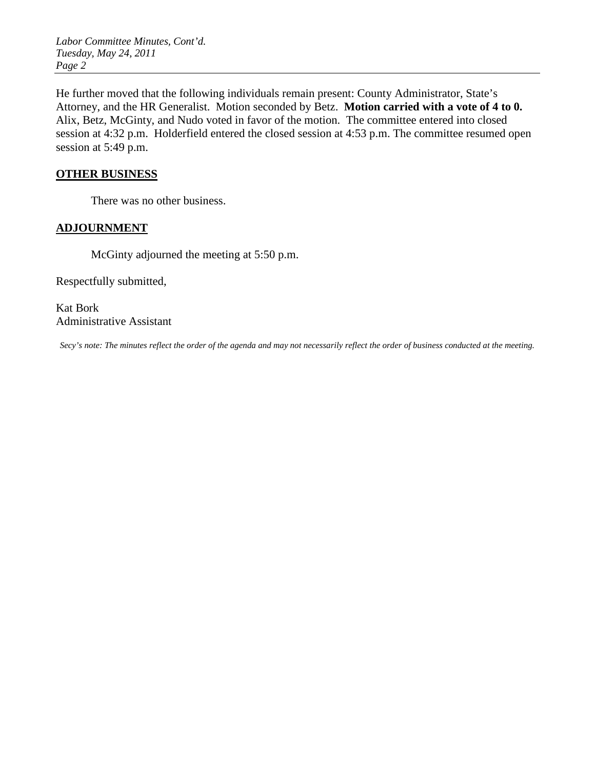He further moved that the following individuals remain present: County Administrator, State's Attorney, and the HR Generalist. Motion seconded by Betz. **Motion carried with a vote of 4 to 0.** Alix, Betz, McGinty, and Nudo voted in favor of the motion. The committee entered into closed session at 4:32 p.m. Holderfield entered the closed session at 4:53 p.m. The committee resumed open session at 5:49 p.m.

## OTHER BUSINESS

There was no other business.

## ADJOURNMENT

McGinty adjourned the meeting at 5:50 p.m.

Respectfully submitted,

Kat Bork
Administrative Assistant

*Secy's note: The minutes reflect the order of the agenda and may not necessarily reflect the order of business conducted at the meeting.*